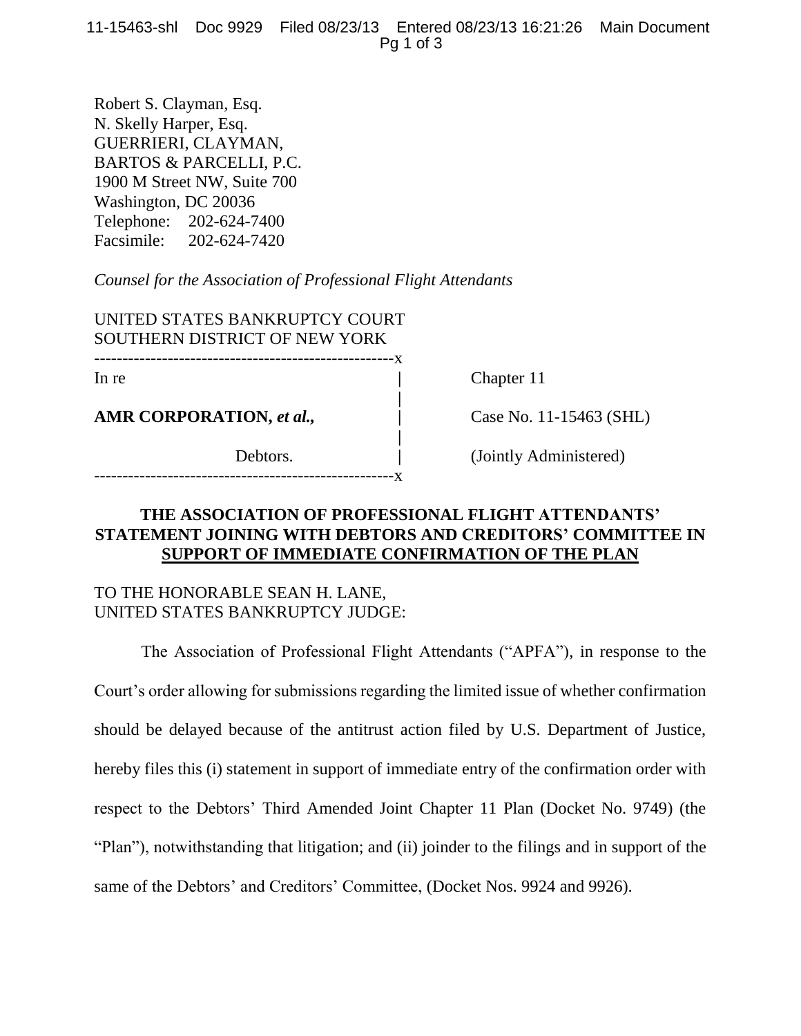Robert S. Clayman, Esq.
N. Skelly Harper, Esq.
GUERRIERI, CLAYMAN,
BARTOS & PARCELLI, P.C.
1900 M Street NW, Suite 700
Washington, DC 20036
Telephone: 202-624-7400
Facsimile: 202-624-7420

*Counsel for the Association of Professional Flight Attendants*

UNITED STATES BANKRUPTCY COURT
SOUTHERN DISTRICT OF NEW YORK

| | |
|---|---|
| In re | Chapter 11 |
| **AMR CORPORATION,** ***et al.,*** | Case No. 11-15463 (SHL) |
| Debtors. | (Jointly Administered) |

**THE ASSOCIATION OF PROFESSIONAL FLIGHT ATTENDANTS' STATEMENT JOINING WITH DEBTORS AND CREDITORS' COMMITTEE IN SUPPORT OF IMMEDIATE CONFIRMATION OF THE PLAN**

TO THE HONORABLE SEAN H. LANE,
UNITED STATES BANKRUPTCY JUDGE:

The Association of Professional Flight Attendants ("APFA"), in response to the Court's order allowing for submissions regarding the limited issue of whether confirmation should be delayed because of the antitrust action filed by U.S. Department of Justice, hereby files this (i) statement in support of immediate entry of the confirmation order with respect to the Debtors' Third Amended Joint Chapter 11 Plan (Docket No. 9749) (the "Plan"), notwithstanding that litigation; and (ii) joinder to the filings and in support of the same of the Debtors' and Creditors' Committee, (Docket Nos. 9924 and 9926).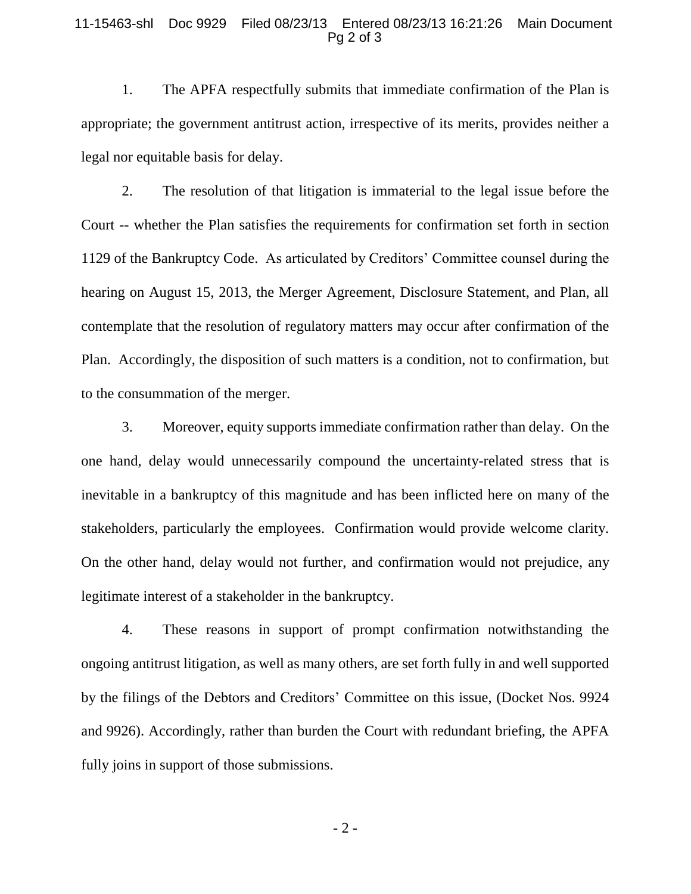1. The APFA respectfully submits that immediate confirmation of the Plan is appropriate; the government antitrust action, irrespective of its merits, provides neither a legal nor equitable basis for delay.

2. The resolution of that litigation is immaterial to the legal issue before the Court -- whether the Plan satisfies the requirements for confirmation set forth in section 1129 of the Bankruptcy Code. As articulated by Creditors' Committee counsel during the hearing on August 15, 2013, the Merger Agreement, Disclosure Statement, and Plan, all contemplate that the resolution of regulatory matters may occur after confirmation of the Plan. Accordingly, the disposition of such matters is a condition, not to confirmation, but to the consummation of the merger.

3. Moreover, equity supports immediate confirmation rather than delay. On the one hand, delay would unnecessarily compound the uncertainty-related stress that is inevitable in a bankruptcy of this magnitude and has been inflicted here on many of the stakeholders, particularly the employees. Confirmation would provide welcome clarity. On the other hand, delay would not further, and confirmation would not prejudice, any legitimate interest of a stakeholder in the bankruptcy.

4. These reasons in support of prompt confirmation notwithstanding the ongoing antitrust litigation, as well as many others, are set forth fully in and well supported by the filings of the Debtors and Creditors' Committee on this issue, (Docket Nos. 9924 and 9926). Accordingly, rather than burden the Court with redundant briefing, the APFA fully joins in support of those submissions.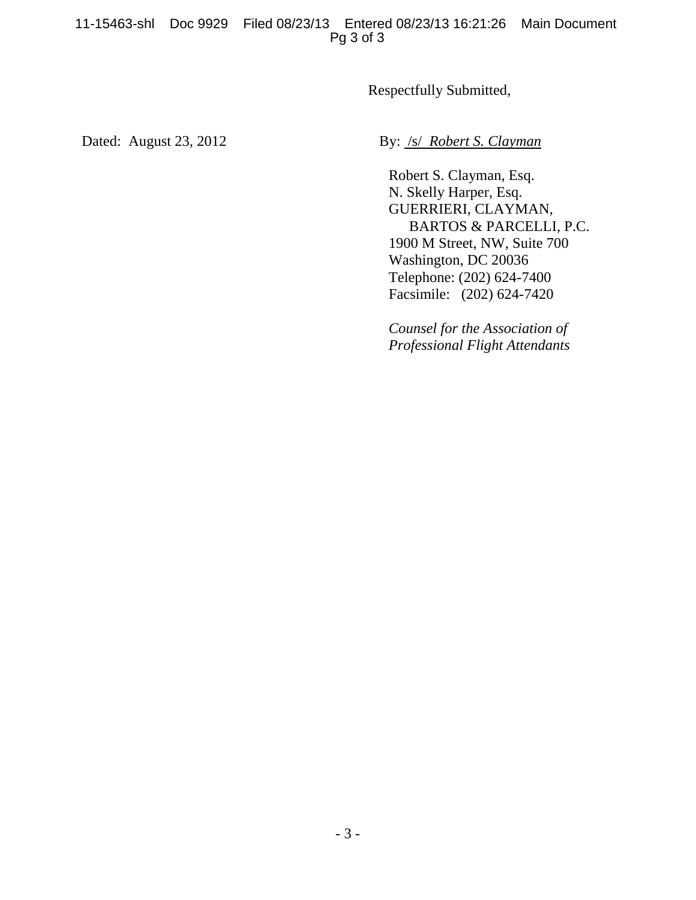Respectfully Submitted,

Dated: August 23, 2012

By: /s/ *Robert S. Clayman*

Robert S. Clayman, Esq.
N. Skelly Harper, Esq.
GUERRIERI, CLAYMAN,
BARTOS & PARCELLI, P.C.
1900 M Street, NW, Suite 700
Washington, DC 20036
Telephone: (202) 624-7400
Facsimile: (202) 624-7420

*Counsel for the Association of Professional Flight Attendants*